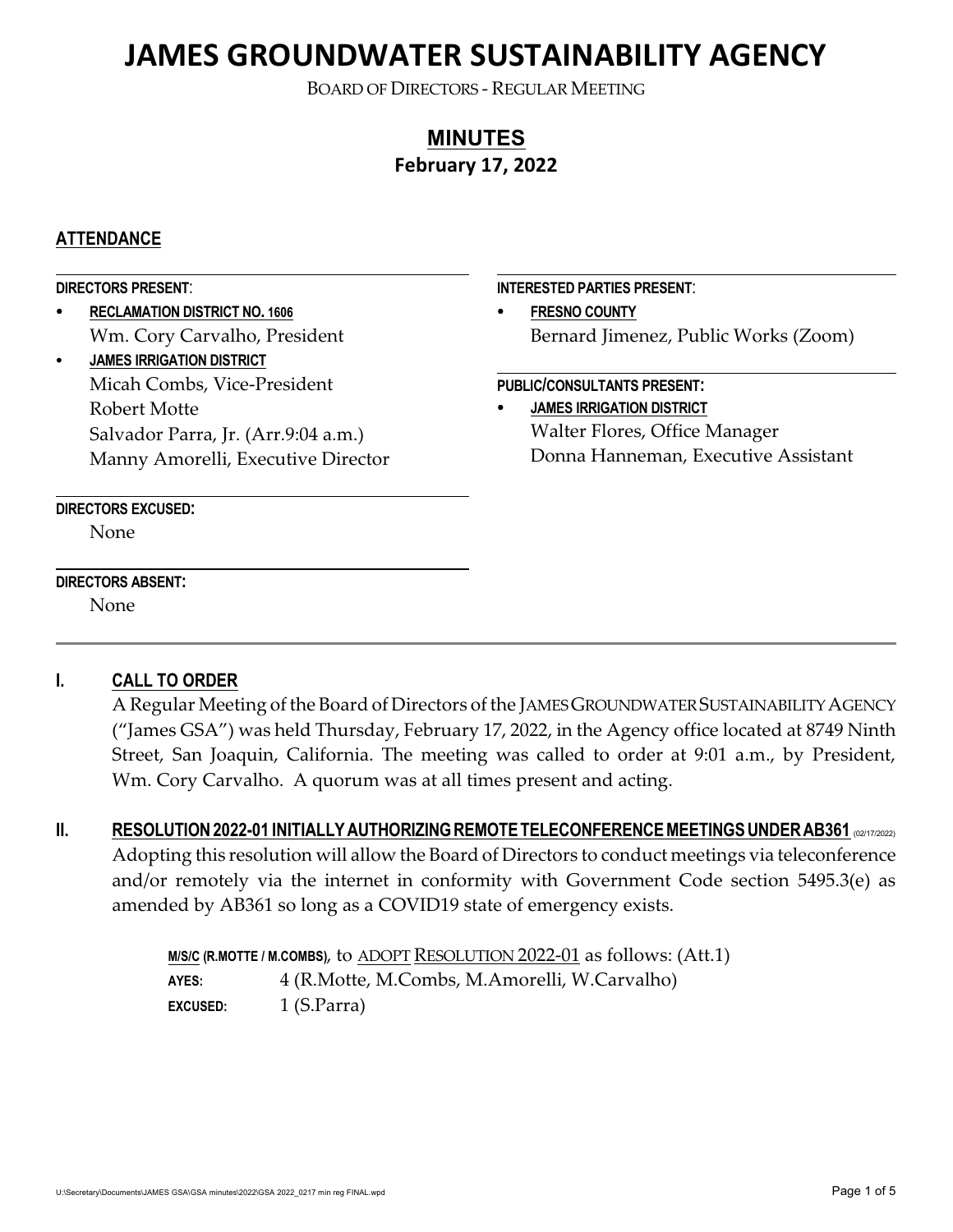# JAMES GROUNDWATER SUSTAINABILITY AGENCY

BOARD OF DIRECTORS - REGULAR MEETING

## MINUTES

**February 17, 2022**

### ATTENDANCE

**DIRECTORS PRESENT:**

- **RECLAMATION DISTRICT NO. 1606**
  Wm. Cory Carvalho, President
- **JAMES IRRIGATION DISTRICT**
  Micah Combs, Vice-President
  Robert Motte
  Salvador Parra, Jr. (Arr.9:04 a.m.)
  Manny Amorelli, Executive Director

**DIRECTORS EXCUSED:**

None

**DIRECTORS ABSENT:**

None

**INTERESTED PARTIES PRESENT:**

- **FRESNO COUNTY**
  Bernard Jimenez, Public Works (Zoom)

**PUBLIC/CONSULTANTS PRESENT:**

- **JAMES IRRIGATION DISTRICT**
  Walter Flores, Office Manager
  Donna Hanneman, Executive Assistant

### I. CALL TO ORDER

A Regular Meeting of the Board of Directors of the JAMES GROUNDWATER SUSTAINABILITY AGENCY ("James GSA") was held Thursday, February 17, 2022, in the Agency office located at 8749 Ninth Street, San Joaquin, California. The meeting was called to order at 9:01 a.m., by President, Wm. Cory Carvalho. A quorum was at all times present and acting.

### II. RESOLUTION 2022-01 INITIALLY AUTHORIZING REMOTE TELECONFERENCE MEETINGS UNDER AB361 (02/17/2022)

Adopting this resolution will allow the Board of Directors to conduct meetings via teleconference and/or remotely via the internet in conformity with Government Code section 5495.3(e) as amended by AB361 so long as a COVID19 state of emergency exists.

**M/S/C (R.MOTTE / M.COMBS)**, to ADOPT RESOLUTION 2022-01 as follows: (Att.1)

**AYES:** 4 (R.Motte, M.Combs, M.Amorelli, W.Carvalho)

**EXCUSED:** 1 (S.Parra)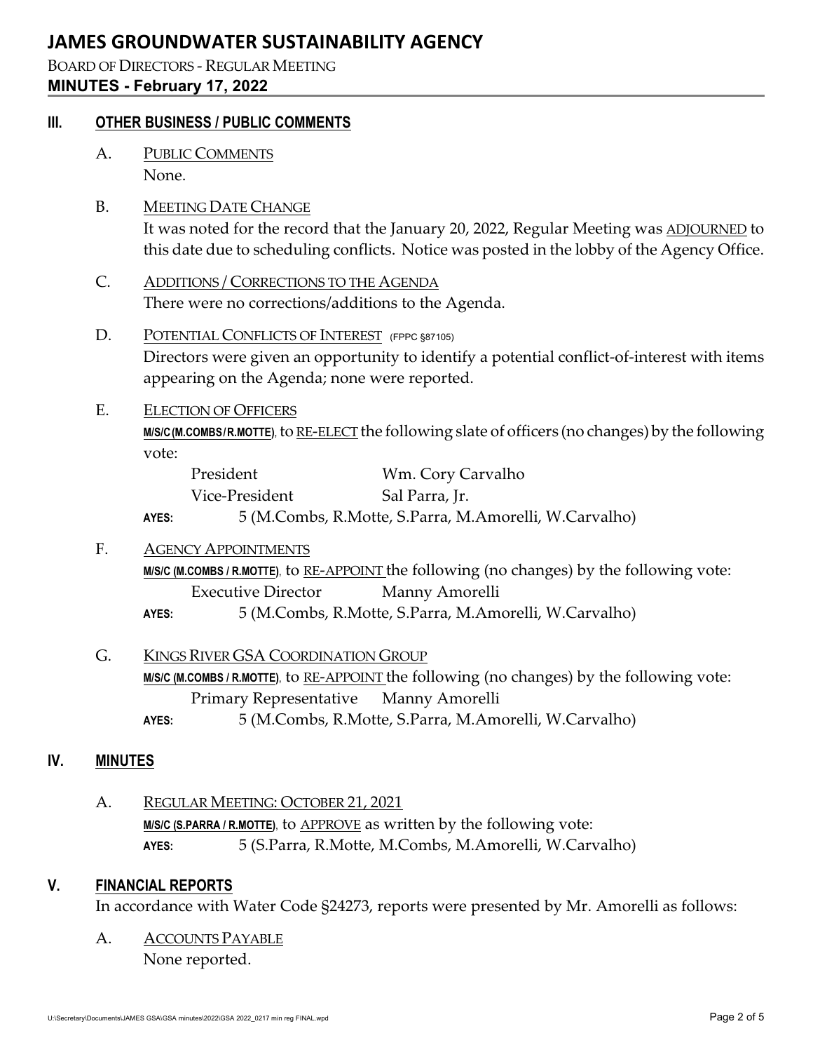## III. OTHER BUSINESS / PUBLIC COMMENTS

A. PUBLIC COMMENTS

None.

B. MEETING DATE CHANGE

It was noted for the record that the January 20, 2022, Regular Meeting was ADJOURNED to this date due to scheduling conflicts. Notice was posted in the lobby of the Agency Office.

C. ADDITIONS / CORRECTIONS TO THE AGENDA

There were no corrections/additions to the Agenda.

D. POTENTIAL CONFLICTS OF INTEREST (FPPC §87105)

Directors were given an opportunity to identify a potential conflict-of-interest with items appearing on the Agenda; none were reported.

E. ELECTION OF OFFICERS

**M/S/C (M.COMBS / R.MOTTE)**, to RE-ELECT the following slate of officers (no changes) by the following vote:

| | |
|---|---|
| President | Wm. Cory Carvalho |
| Vice-President | Sal Parra, Jr. |

**AYES:** 5 (M.Combs, R.Motte, S.Parra, M.Amorelli, W.Carvalho)

F. AGENCY APPOINTMENTS

**M/S/C (M.COMBS / R.MOTTE)**, to RE-APPOINT the following (no changes) by the following vote:

Executive Director — Manny Amorelli

**AYES:** 5 (M.Combs, R.Motte, S.Parra, M.Amorelli, W.Carvalho)

G. KINGS RIVER GSA COORDINATION GROUP

**M/S/C (M.COMBS / R.MOTTE)**, to RE-APPOINT the following (no changes) by the following vote:

Primary Representative — Manny Amorelli

**AYES:** 5 (M.Combs, R.Motte, S.Parra, M.Amorelli, W.Carvalho)

## IV. MINUTES

A. REGULAR MEETING: OCTOBER 21, 2021

**M/S/C (S.PARRA / R.MOTTE)**, to APPROVE as written by the following vote:

**AYES:** 5 (S.Parra, R.Motte, M.Combs, M.Amorelli, W.Carvalho)

## V. FINANCIAL REPORTS

In accordance with Water Code §24273, reports were presented by Mr. Amorelli as follows:

A. ACCOUNTS PAYABLE

None reported.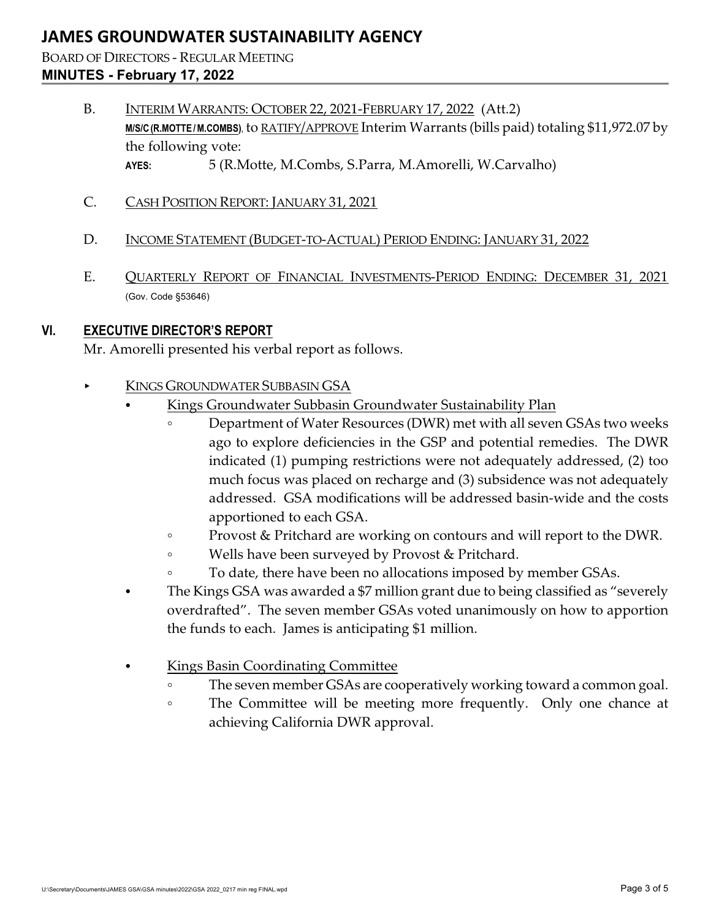B. INTERIM WARRANTS: OCTOBER 22, 2021-FEBRUARY 17, 2022 (Att.2)
**M/S/C (R.MOTTE / M.COMBS)**, to RATIFY/APPROVE Interim Warrants (bills paid) totaling $11,972.07 by the following vote:
**AYES:** 5 (R.Motte, M.Combs, S.Parra, M.Amorelli, W.Carvalho)

C. CASH POSITION REPORT: JANUARY 31, 2021

D. INCOME STATEMENT (BUDGET-TO-ACTUAL) PERIOD ENDING: JANUARY 31, 2022

E. QUARTERLY REPORT OF FINANCIAL INVESTMENTS-PERIOD ENDING: DECEMBER 31, 2021 (Gov. Code §53646)

## VI. EXECUTIVE DIRECTOR'S REPORT

Mr. Amorelli presented his verbal report as follows.

- KINGS GROUNDWATER SUBBASIN GSA
  - Kings Groundwater Subbasin Groundwater Sustainability Plan
    - Department of Water Resources (DWR) met with all seven GSAs two weeks ago to explore deficiencies in the GSP and potential remedies. The DWR indicated (1) pumping restrictions were not adequately addressed, (2) too much focus was placed on recharge and (3) subsidence was not adequately addressed. GSA modifications will be addressed basin-wide and the costs apportioned to each GSA.
    - Provost & Pritchard are working on contours and will report to the DWR.
    - Wells have been surveyed by Provost & Pritchard.
    - To date, there have been no allocations imposed by member GSAs.
  - The Kings GSA was awarded a $7 million grant due to being classified as "severely overdrafted". The seven member GSAs voted unanimously on how to apportion the funds to each. James is anticipating $1 million.
  - Kings Basin Coordinating Committee
    - The seven member GSAs are cooperatively working toward a common goal.
    - The Committee will be meeting more frequently. Only one chance at achieving California DWR approval.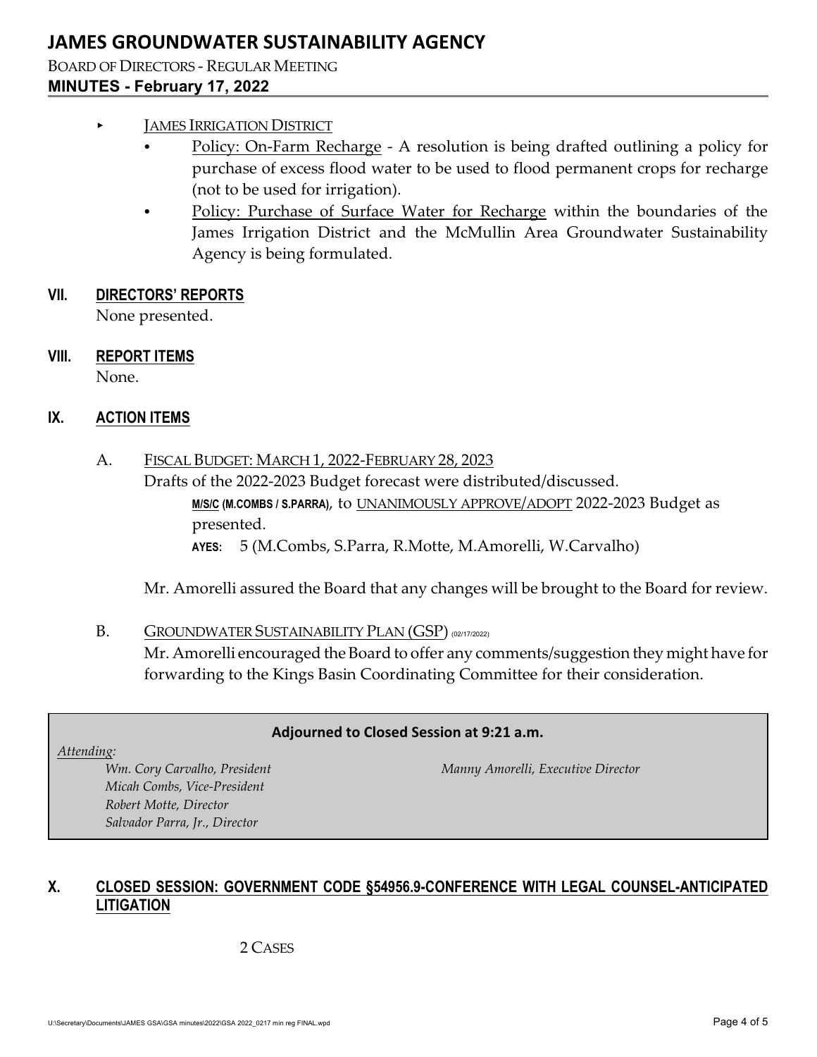- JAMES IRRIGATION DISTRICT
  - Policy: On-Farm Recharge - A resolution is being drafted outlining a policy for purchase of excess flood water to be used to flood permanent crops for recharge (not to be used for irrigation).
  - Policy: Purchase of Surface Water for Recharge within the boundaries of the James Irrigation District and the McMullin Area Groundwater Sustainability Agency is being formulated.

## VII. DIRECTORS' REPORTS

None presented.

## VIII. REPORT ITEMS

None.

## IX. ACTION ITEMS

A. FISCAL BUDGET: MARCH 1, 2022-FEBRUARY 28, 2023

Drafts of the 2022-2023 Budget forecast were distributed/discussed.

> **M/S/C (M.COMBS / S.PARRA)**, to UNANIMOUSLY APPROVE/ADOPT 2022-2023 Budget as presented.
>
> **AYES:** 5 (M.Combs, S.Parra, R.Motte, M.Amorelli, W.Carvalho)

Mr. Amorelli assured the Board that any changes will be brought to the Board for review.

B. GROUNDWATER SUSTAINABILITY PLAN (GSP) (02/17/2022)

Mr. Amorelli encouraged the Board to offer any comments/suggestion they might have for forwarding to the Kings Basin Coordinating Committee for their consideration.

**Adjourned to Closed Session at 9:21 a.m.**

*Attending:*

*Wm. Cory Carvalho, President*
*Micah Combs, Vice-President*
*Robert Motte, Director*
*Salvador Parra, Jr., Director*

*Manny Amorelli, Executive Director*

## X. CLOSED SESSION: GOVERNMENT CODE §54956.9-CONFERENCE WITH LEGAL COUNSEL-ANTICIPATED LITIGATION

2 CASES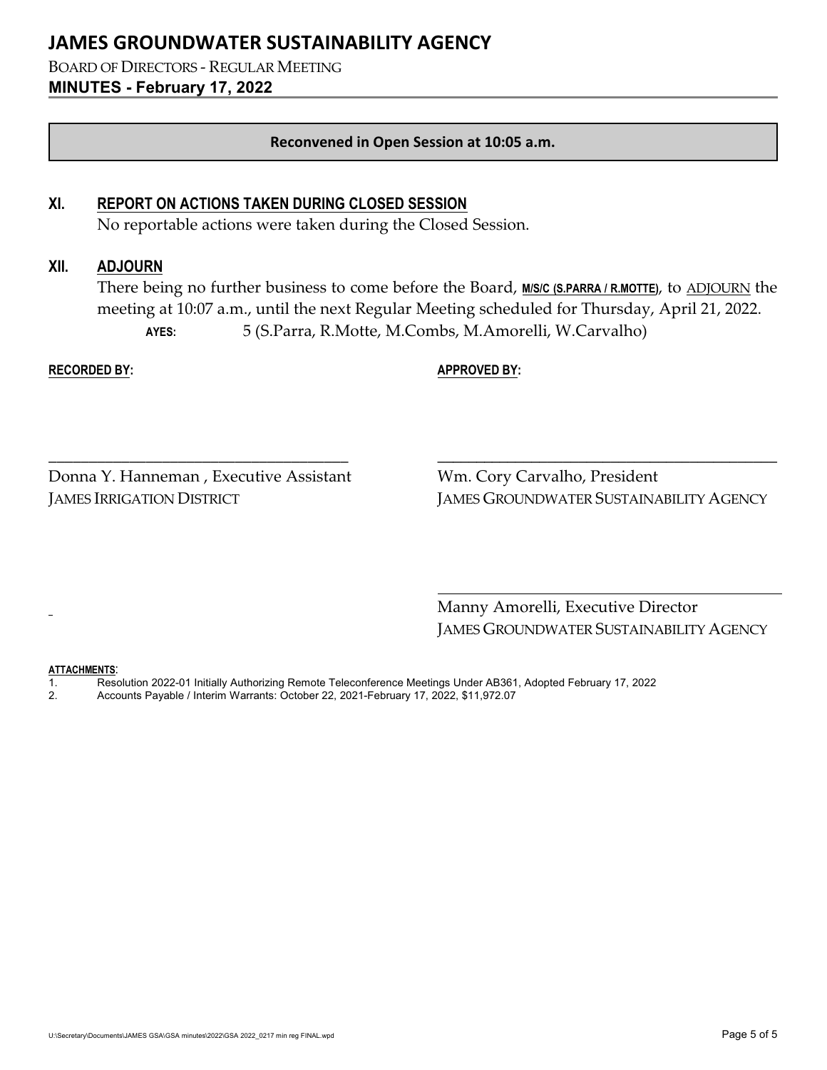**Reconvened in Open Session at 10:05 a.m.**

## XI. REPORT ON ACTIONS TAKEN DURING CLOSED SESSION

No reportable actions were taken during the Closed Session.

## XII. ADJOURN

There being no further business to come before the Board, **M/S/C (S.PARRA / R.MOTTE)**, to ADJOURN the meeting at 10:07 a.m., until the next Regular Meeting scheduled for Thursday, April 21, 2022.

**AYES:** 5 (S.Parra, R.Motte, M.Combs, M.Amorelli, W.Carvalho)

**RECORDED BY:**

\_\_\_\_\_\_\_\_\_\_\_\_\_\_\_\_\_\_\_\_\_\_\_\_\_\_\_\_\_\_\_\_\_\_\_\_

Donna Y. Hanneman , Executive Assistant
JAMES IRRIGATION DISTRICT

**APPROVED BY:**

\_\_\_\_\_\_\_\_\_\_\_\_\_\_\_\_\_\_\_\_\_\_\_\_\_\_\_\_\_\_\_\_\_\_\_\_

Wm. Cory Carvalho, President
JAMES GROUNDWATER SUSTAINABILITY AGENCY

\_\_\_\_\_\_\_\_\_\_\_\_\_\_\_\_\_\_\_\_\_\_\_\_\_\_\_\_\_\_\_\_\_\_\_\_

Manny Amorelli, Executive Director
JAMES GROUNDWATER SUSTAINABILITY AGENCY

**ATTACHMENTS:**

1. Resolution 2022-01 Initially Authorizing Remote Teleconference Meetings Under AB361, Adopted February 17, 2022
2. Accounts Payable / Interim Warrants: October 22, 2021-February 17, 2022, $11,972.07

U:\Secretary\Documents\JAMES GSA\GSA minutes\2022\GSA 2022_0217 min reg FINAL.wpd